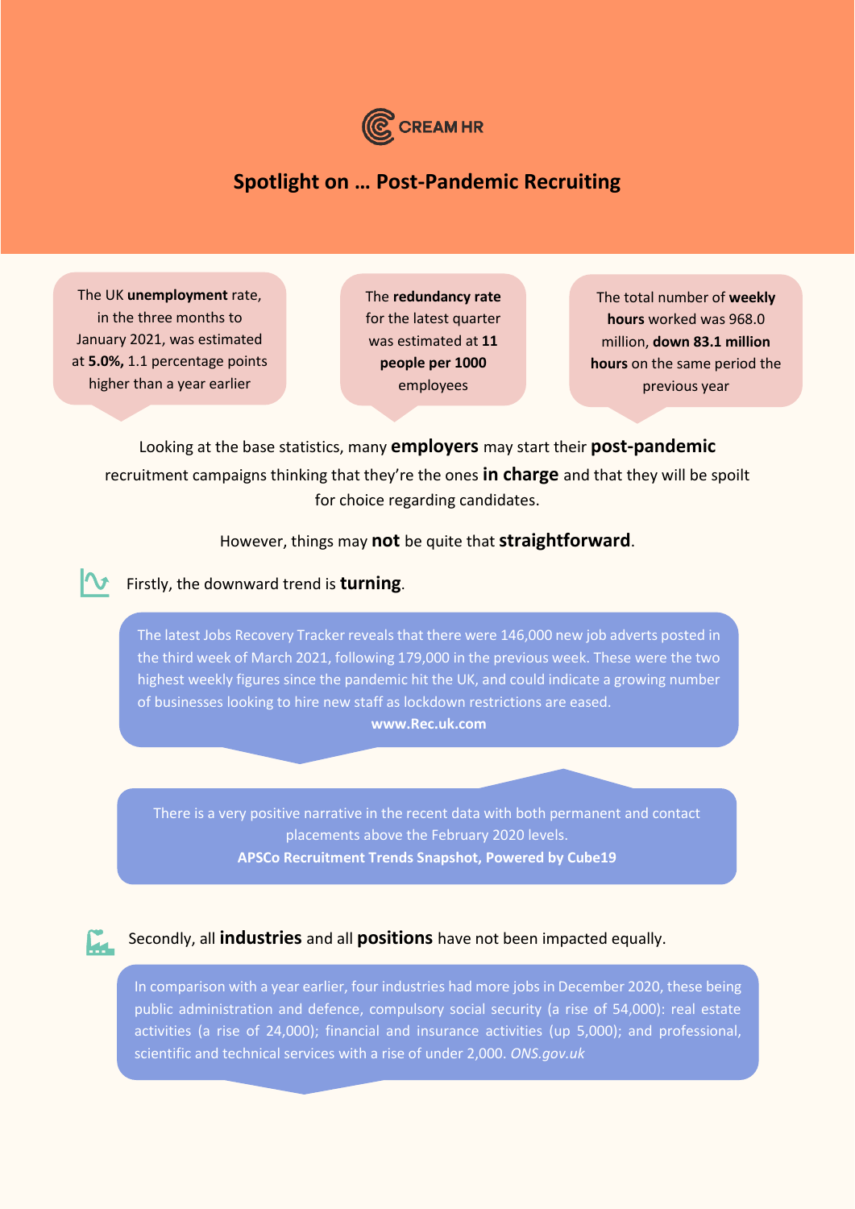CREAM HR

# Spotlight on … Post-Pandemic Recruiting

The UK **unemployment** rate, in the three months to January 2021, was estimated at **5.0%,** 1.1 percentage points higher than a year earlier

The **redundancy rate** for the latest quarter was estimated at **11 people per 1000** employees

The total number of **weekly hours** worked was 968.0 million, **down 83.1 million hours** on the same period the previous year

Looking at the base statistics, many **employers** may start their **post-pandemic** recruitment campaigns thinking that they're the ones **in charge** and that they will be spoilt for choice regarding candidates.

However, things may **not** be quite that **straightforward**.

Firstly, the downward trend is **turning**.

The latest Jobs Recovery Tracker reveals that there were 146,000 new job adverts posted in the third week of March 2021, following 179,000 in the previous week. These were the two highest weekly figures since the pandemic hit the UK, and could indicate a growing number of businesses looking to hire new staff as lockdown restrictions are eased.
**www.Rec.uk.com**

There is a very positive narrative in the recent data with both permanent and contact placements above the February 2020 levels.
**APSCo Recruitment Trends Snapshot, Powered by Cube19**

Secondly, all **industries** and all **positions** have not been impacted equally.

In comparison with a year earlier, four industries had more jobs in December 2020, these being public administration and defence, compulsory social security (a rise of 54,000): real estate activities (a rise of 24,000); financial and insurance activities (up 5,000); and professional, scientific and technical services with a rise of under 2,000. *ONS.gov.uk*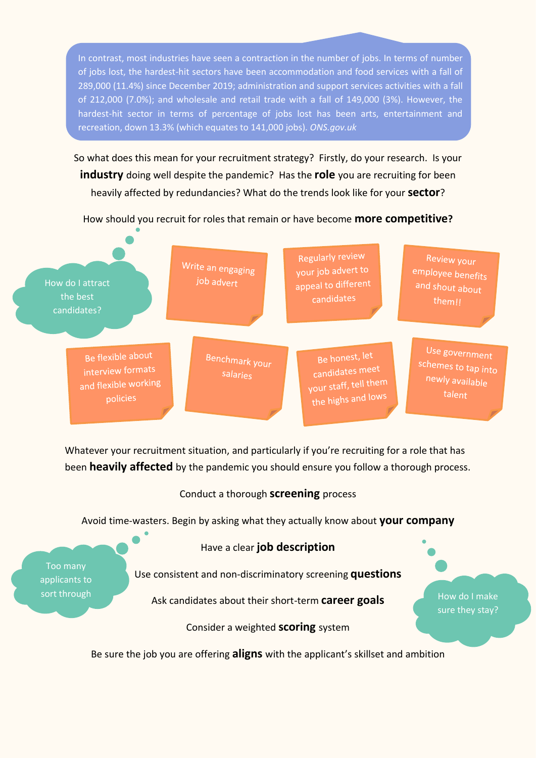> In contrast, most industries have seen a contraction in the number of jobs. In terms of number of jobs lost, the hardest-hit sectors have been accommodation and food services with a fall of 289,000 (11.4%) since December 2019; administration and support services activities with a fall of 212,000 (7.0%); and wholesale and retail trade with a fall of 149,000 (3%). However, the hardest-hit sector in terms of percentage of jobs lost has been arts, entertainment and recreation, down 13.3% (which equates to 141,000 jobs). *ONS.gov.uk*

So what does this mean for your recruitment strategy? Firstly, do your research. Is your **industry** doing well despite the pandemic? Has the **role** you are recruiting for been heavily affected by redundancies? What do the trends look like for your **sector**?

How should you recruit for roles that remain or have become **more competitive?**

How do I attract the best candidates?

- Write an engaging job advert
- Regularly review your job advert to appeal to different candidates
- Review your employee benefits and shout about them!!
- Be flexible about interview formats and flexible working policies
- Benchmark your salaries
- Be honest, let candidates meet your staff, tell them the highs and lows
- Use government schemes to tap into newly available talent

Whatever your recruitment situation, and particularly if you're recruiting for a role that has been **heavily affected** by the pandemic you should ensure you follow a thorough process.

Too many applicants to sort through

Conduct a thorough **screening** process

Avoid time-wasters. Begin by asking what they actually know about **your company**

Have a clear **job description**

Use consistent and non-discriminatory screening **questions**

Ask candidates about their short-term **career goals**

Consider a weighted **scoring** system

Be sure the job you are offering **aligns** with the applicant's skillset and ambition

How do I make sure they stay?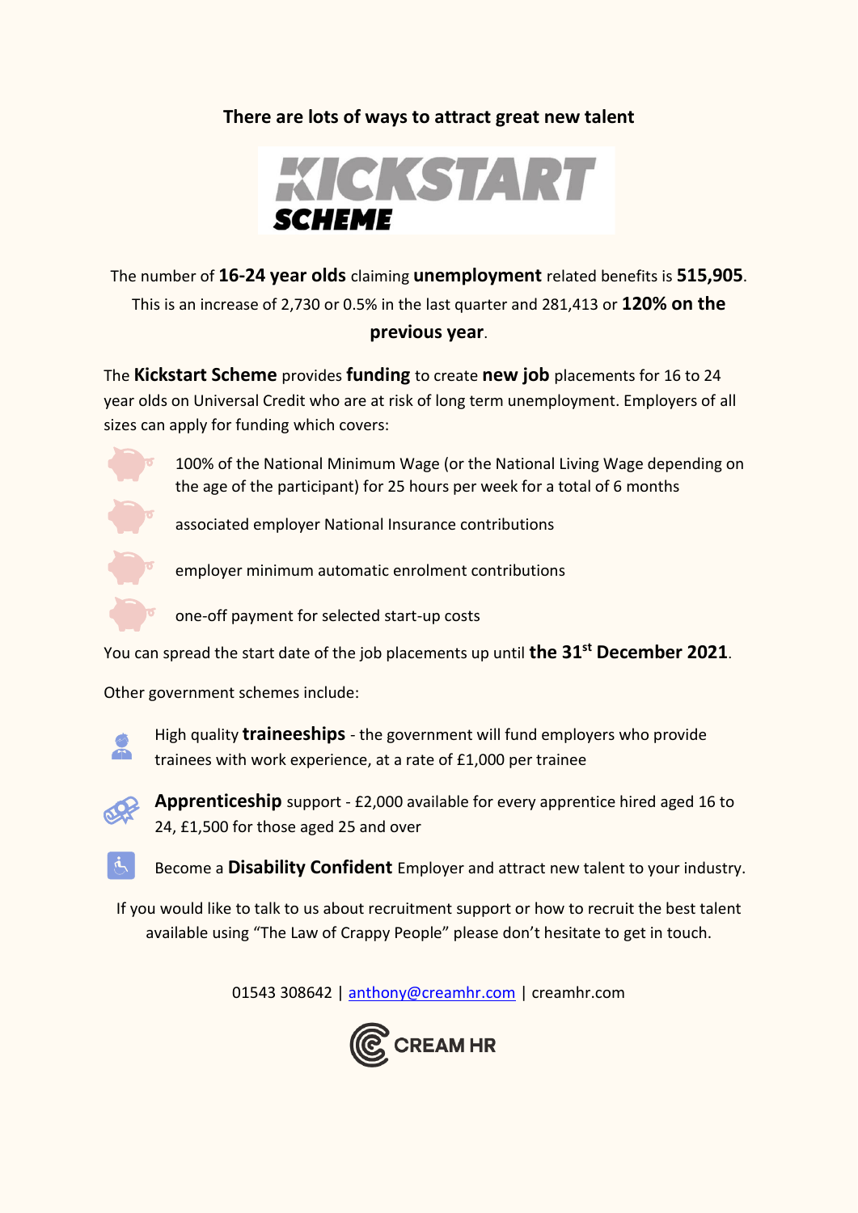## There are lots of ways to attract great new talent

KICKSTART SCHEME

The number of **16-24 year olds** claiming **unemployment** related benefits is **515,905**. This is an increase of 2,730 or 0.5% in the last quarter and 281,413 or **120% on the previous year**.

The **Kickstart Scheme** provides **funding** to create **new job** placements for 16 to 24 year olds on Universal Credit who are at risk of long term unemployment. Employers of all sizes can apply for funding which covers:

- 100% of the National Minimum Wage (or the National Living Wage depending on the age of the participant) for 25 hours per week for a total of 6 months
- associated employer National Insurance contributions
- employer minimum automatic enrolment contributions
- one-off payment for selected start-up costs

You can spread the start date of the job placements up until **the 31st December 2021**.

Other government schemes include:

- High quality **traineeships** - the government will fund employers who provide trainees with work experience, at a rate of £1,000 per trainee
- **Apprenticeship** support - £2,000 available for every apprentice hired aged 16 to 24, £1,500 for those aged 25 and over
- Become a **Disability Confident** Employer and attract new talent to your industry.

If you would like to talk to us about recruitment support or how to recruit the best talent available using "The Law of Crappy People" please don't hesitate to get in touch.

01543 308642 | anthony@creamhr.com | creamhr.com

CREAM HR